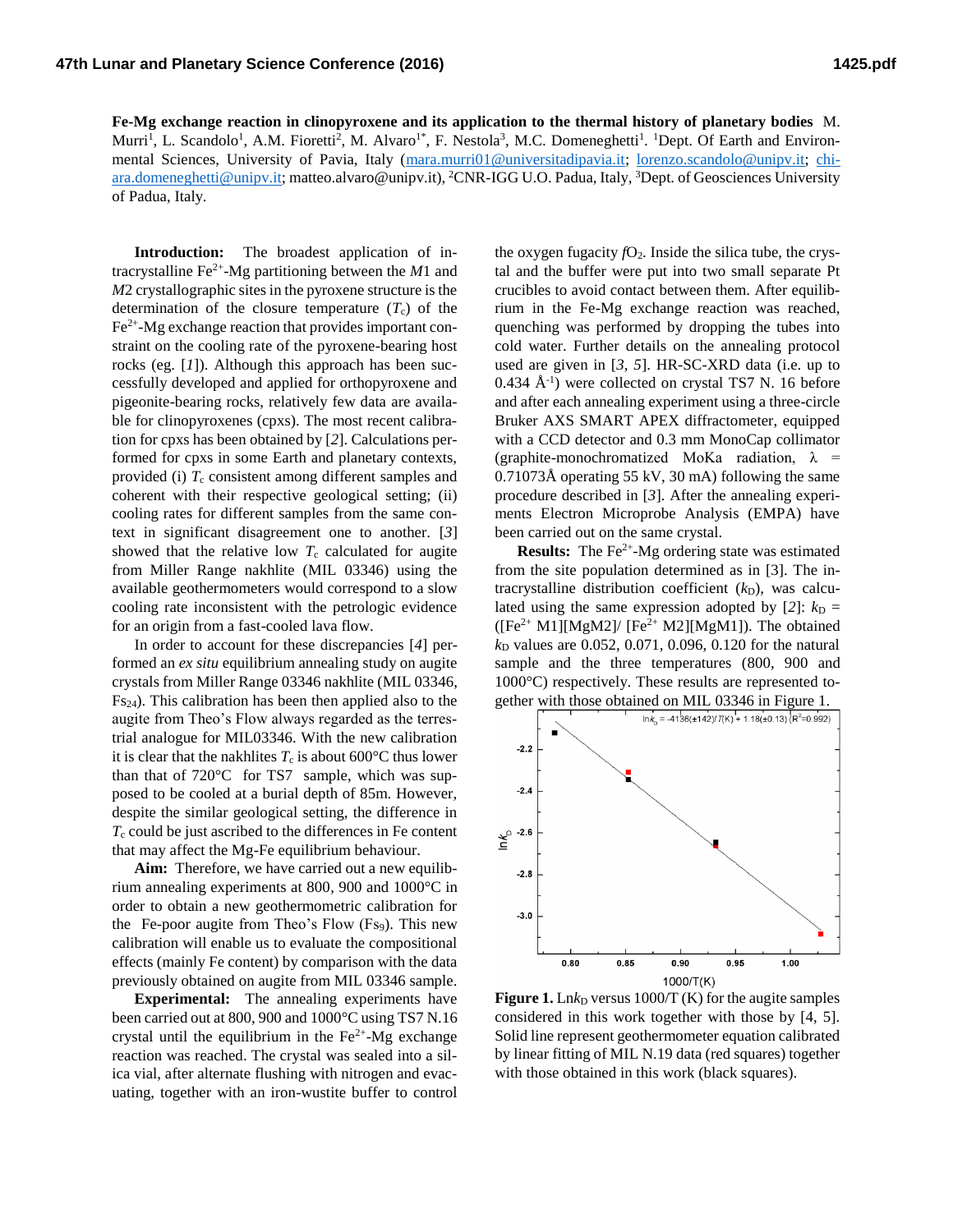**Fe-Mg exchange reaction in clinopyroxene and its application to the thermal history of planetary bodies** M. Murri[1], L. Scandolo[1], A.M. Fioretti[2], M. Alvaro[1*], F. Nestola[3], M.C. Domeneghetti[1]. [1]Dept. Of Earth and Environmental Sciences, University of Pavia, Italy (mara.murri01@universitadipavia.it; lorenzo.scandolo@unipv.it; chiara.domeneghetti@unipv.it; matteo.alvaro@unipv.it), [2]CNR-IGG U.O. Padua, Italy, [3]Dept. of Geosciences University of Padua, Italy.

**Introduction:** The broadest application of intracrystalline $Fe^{2+}$-Mg partitioning between the *M*1 and *M*2 crystallographic sites in the pyroxene structure is the determination of the closure temperature ($T_c$) of the $Fe^{2+}$-Mg exchange reaction that provides important constraint on the cooling rate of the pyroxene-bearing host rocks (eg. [*1*]). Although this approach has been successfully developed and applied for orthopyroxene and pigeonite-bearing rocks, relatively few data are available for clinopyroxenes (cpxs). The most recent calibration for cpxs has been obtained by [*2*]. Calculations performed for cpxs in some Earth and planetary contexts, provided (i) $T_c$ consistent among different samples and coherent with their respective geological setting; (ii) cooling rates for different samples from the same context in significant disagreement one to another. [*3*] showed that the relative low $T_c$ calculated for augite from Miller Range nakhlite (MIL 03346) using the available geothermometers would correspond to a slow cooling rate inconsistent with the petrologic evidence for an origin from a fast-cooled lava flow.

In order to account for these discrepancies [*4*] performed an *ex situ* equilibrium annealing study on augite crystals from Miller Range 03346 nakhlite (MIL 03346, $Fs_{24}$). This calibration has been then applied also to the augite from Theo's Flow always regarded as the terrestrial analogue for MIL03346. With the new calibration it is clear that the nakhlites $T_c$ is about 600°C thus lower than that of 720°C for TS7 sample, which was supposed to be cooled at a burial depth of 85m. However, despite the similar geological setting, the difference in $T_c$ could be just ascribed to the differences in Fe content that may affect the Mg-Fe equilibrium behaviour.

**Aim:** Therefore, we have carried out a new equilibrium annealing experiments at 800, 900 and 1000°C in order to obtain a new geothermometric calibration for the Fe-poor augite from Theo's Flow ($Fs_9$). This new calibration will enable us to evaluate the compositional effects (mainly Fe content) by comparison with the data previously obtained on augite from MIL 03346 sample.

**Experimental:** The annealing experiments have been carried out at 800, 900 and 1000°C using TS7 N.16 crystal until the equilibrium in the $Fe^{2+}$-Mg exchange reaction was reached. The crystal was sealed into a silica vial, after alternate flushing with nitrogen and evacuating, together with an iron-wustite buffer to control the oxygen fugacity $fO_2$. Inside the silica tube, the crystal and the buffer were put into two small separate Pt crucibles to avoid contact between them. After equilibrium in the Fe-Mg exchange reaction was reached, quenching was performed by dropping the tubes into cold water. Further details on the annealing protocol used are given in [*3*, *5*]. HR-SC-XRD data (i.e. up to 0.434 Å$^{-1}$) were collected on crystal TS7 N. 16 before and after each annealing experiment using a three-circle Bruker AXS SMART APEX diffractometer, equipped with a CCD detector and 0.3 mm MonoCap collimator (graphite-monochromatized MoKa radiation, $\lambda$ = 0.71073Å operating 55 kV, 30 mA) following the same procedure described in [*3*]. After the annealing experiments Electron Microprobe Analysis (EMPA) have been carried out on the same crystal.

**Results:** The $Fe^{2+}$-Mg ordering state was estimated from the site population determined as in [3]. The intracrystalline distribution coefficient ($k_D$), was calculated using the same expression adopted by [*2*]: $k_D$ = ([$Fe^{2+}$ M1][MgM2]/ [$Fe^{2+}$ M2][MgM1]). The obtained $k_D$ values are 0.052, 0.071, 0.096, 0.120 for the natural sample and the three temperatures (800, 900 and 1000°C) respectively. These results are represented together with those obtained on MIL 03346 in Figure 1.

**Figure 1.** Ln$k_D$ versus 1000/T (K) for the augite samples considered in this work together with those by [4, 5]. Solid line represent geothermometer equation calibrated by linear fitting of MIL N.19 data (red squares) together with those obtained in this work (black squares).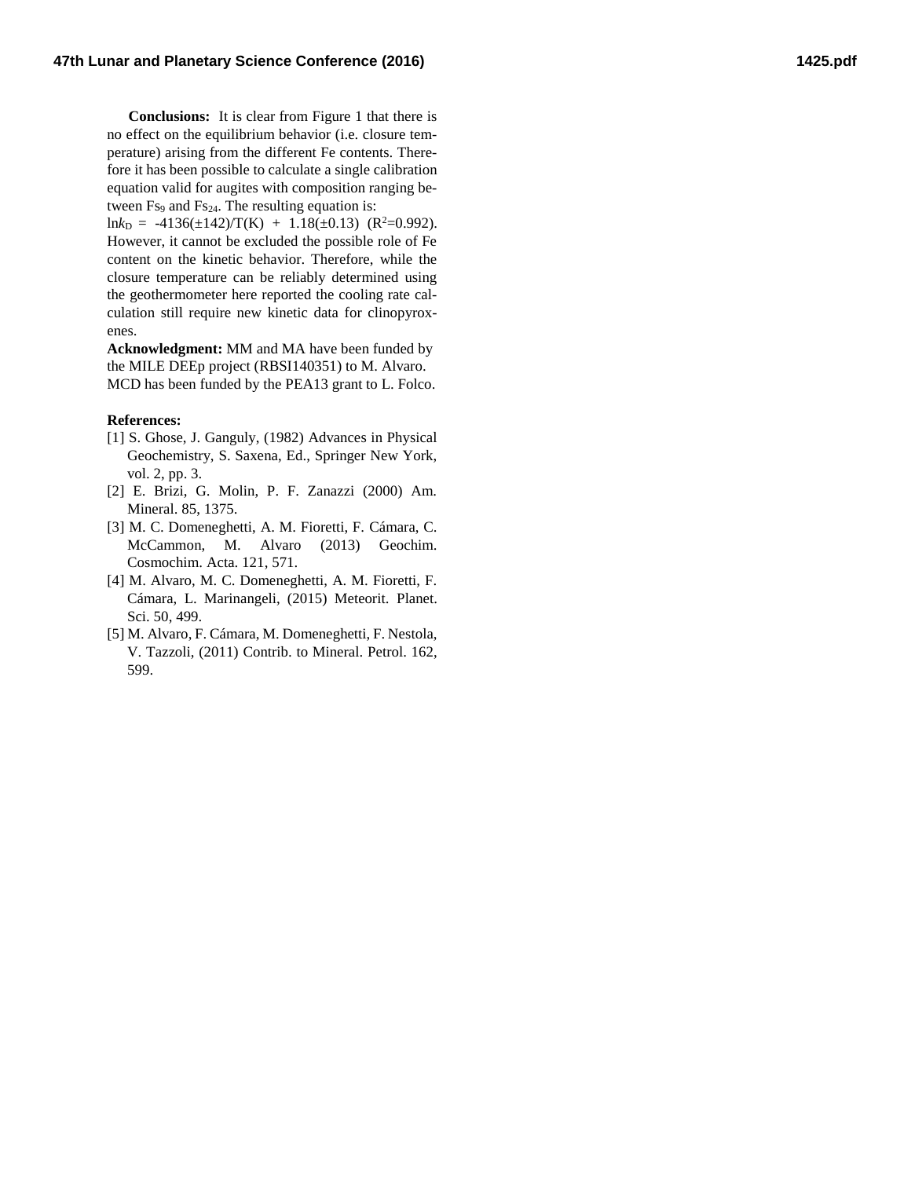**Conclusions:** It is clear from Figure 1 that there is no effect on the equilibrium behavior (i.e. closure temperature) arising from the different Fe contents. Therefore it has been possible to calculate a single calibration equation valid for augites with composition ranging between $Fs_9$ and $Fs_{24}$. The resulting equation is: $\ln k_D = -4136(\pm 142)/T(K) + 1.18(\pm 0.13)$ ($R^2$=0.992). However, it cannot be excluded the possible role of Fe content on the kinetic behavior. Therefore, while the closure temperature can be reliably determined using the geothermometer here reported the cooling rate calculation still require new kinetic data for clinopyroxenes.

**Acknowledgment:** MM and MA have been funded by the MILE DEEp project (RBSI140351) to M. Alvaro. MCD has been funded by the PEA13 grant to L. Folco.

**References:**

[1] S. Ghose, J. Ganguly, (1982) Advances in Physical Geochemistry, S. Saxena, Ed., Springer New York, vol. 2, pp. 3.

[2] E. Brizi, G. Molin, P. F. Zanazzi (2000) Am. Mineral. 85, 1375.

[3] M. C. Domeneghetti, A. M. Fioretti, F. Cámara, C. McCammon, M. Alvaro (2013) Geochim. Cosmochim. Acta. 121, 571.

[4] M. Alvaro, M. C. Domeneghetti, A. M. Fioretti, F. Cámara, L. Marinangeli, (2015) Meteorit. Planet. Sci. 50, 499.

[5] M. Alvaro, F. Cámara, M. Domeneghetti, F. Nestola, V. Tazzoli, (2011) Contrib. to Mineral. Petrol. 162, 599.